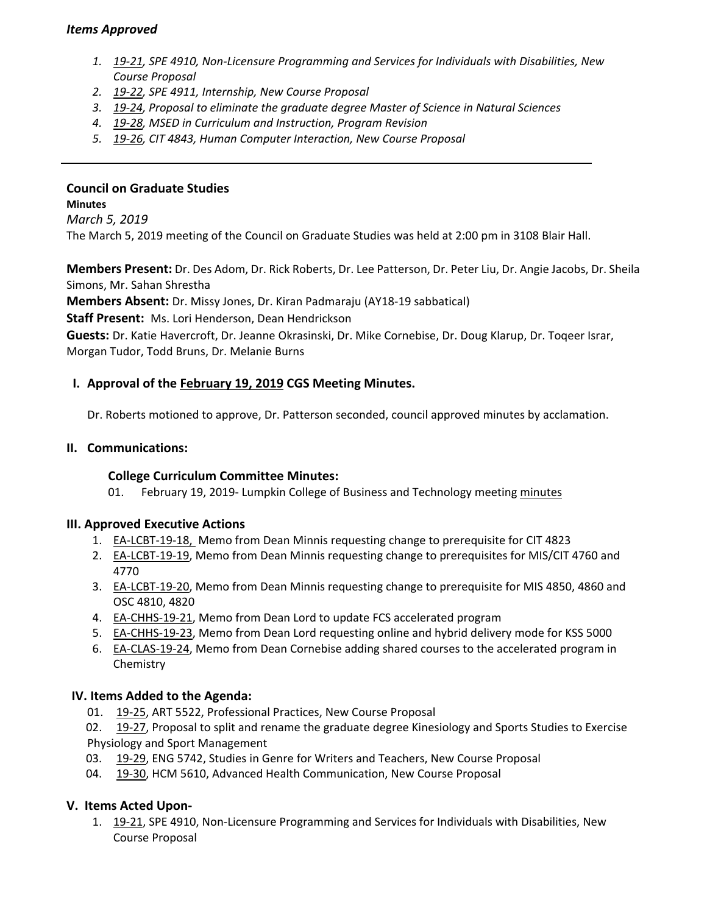*Items Approved*

1. *19-21, SPE 4910, Non-Licensure Programming and Services for Individuals with Disabilities, New Course Proposal*
2. *19-22, SPE 4911, Internship, New Course Proposal*
3. *19-24, Proposal to eliminate the graduate degree Master of Science in Natural Sciences*
4. *19-28, MSED in Curriculum and Instruction, Program Revision*
5. *19-26, CIT 4843, Human Computer Interaction, New Course Proposal*

---

**Council on Graduate Studies**

**Minutes**

*March 5, 2019*

The March 5, 2019 meeting of the Council on Graduate Studies was held at 2:00 pm in 3108 Blair Hall.

**Members Present:** Dr. Des Adom, Dr. Rick Roberts, Dr. Lee Patterson, Dr. Peter Liu, Dr. Angie Jacobs, Dr. Sheila Simons, Mr. Sahan Shrestha

**Members Absent:** Dr. Missy Jones, Dr. Kiran Padmaraju (AY18-19 sabbatical)

**Staff Present:** Ms. Lori Henderson, Dean Hendrickson

**Guests:** Dr. Katie Havercroft, Dr. Jeanne Okrasinski, Dr. Mike Cornebise, Dr. Doug Klarup, Dr. Toqeer Israr, Morgan Tudor, Todd Bruns, Dr. Melanie Burns

## I. Approval of the February 19, 2019 CGS Meeting Minutes.

Dr. Roberts motioned to approve, Dr. Patterson seconded, council approved minutes by acclamation.

## II. Communications:

**College Curriculum Committee Minutes:**

01. February 19, 2019- Lumpkin College of Business and Technology meeting minutes

## III. Approved Executive Actions

1. EA-LCBT-19-18, Memo from Dean Minnis requesting change to prerequisite for CIT 4823
2. EA-LCBT-19-19, Memo from Dean Minnis requesting change to prerequisites for MIS/CIT 4760 and 4770
3. EA-LCBT-19-20, Memo from Dean Minnis requesting change to prerequisite for MIS 4850, 4860 and OSC 4810, 4820
4. EA-CHHS-19-21, Memo from Dean Lord to update FCS accelerated program
5. EA-CHHS-19-23, Memo from Dean Lord requesting online and hybrid delivery mode for KSS 5000
6. EA-CLAS-19-24, Memo from Dean Cornebise adding shared courses to the accelerated program in Chemistry

## IV. Items Added to the Agenda:

01. 19-25, ART 5522, Professional Practices, New Course Proposal
02. 19-27, Proposal to split and rename the graduate degree Kinesiology and Sports Studies to Exercise Physiology and Sport Management
03. 19-29, ENG 5742, Studies in Genre for Writers and Teachers, New Course Proposal
04. 19-30, HCM 5610, Advanced Health Communication, New Course Proposal

## V. Items Acted Upon-

1. 19-21, SPE 4910, Non-Licensure Programming and Services for Individuals with Disabilities, New Course Proposal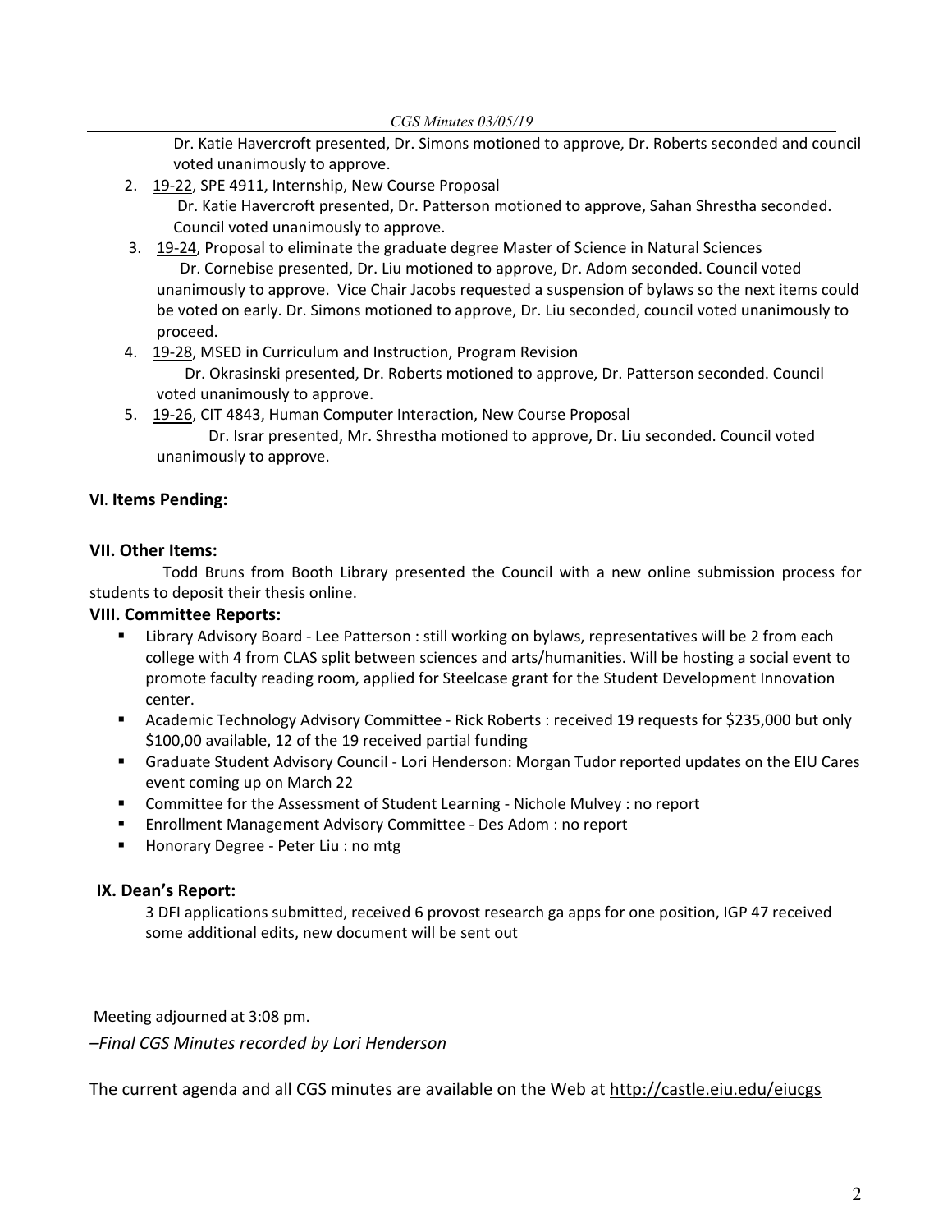Dr. Katie Havercroft presented, Dr. Simons motioned to approve, Dr. Roberts seconded and council voted unanimously to approve.

2. 19-22, SPE 4911, Internship, New Course Proposal
   Dr. Katie Havercroft presented, Dr. Patterson motioned to approve, Sahan Shrestha seconded. Council voted unanimously to approve.
3. 19-24, Proposal to eliminate the graduate degree Master of Science in Natural Sciences
   Dr. Cornebise presented, Dr. Liu motioned to approve, Dr. Adom seconded. Council voted unanimously to approve. Vice Chair Jacobs requested a suspension of bylaws so the next items could be voted on early. Dr. Simons motioned to approve, Dr. Liu seconded, council voted unanimously to proceed.
4. 19-28, MSED in Curriculum and Instruction, Program Revision
   Dr. Okrasinski presented, Dr. Roberts motioned to approve, Dr. Patterson seconded. Council voted unanimously to approve.
5. 19-26, CIT 4843, Human Computer Interaction, New Course Proposal
   Dr. Israr presented, Mr. Shrestha motioned to approve, Dr. Liu seconded. Council voted unanimously to approve.

### VI. Items Pending:

### VII. Other Items:

Todd Bruns from Booth Library presented the Council with a new online submission process for students to deposit their thesis online.

### VIII. Committee Reports:

- Library Advisory Board - Lee Patterson : still working on bylaws, representatives will be 2 from each college with 4 from CLAS split between sciences and arts/humanities. Will be hosting a social event to promote faculty reading room, applied for Steelcase grant for the Student Development Innovation center.
- Academic Technology Advisory Committee - Rick Roberts : received 19 requests for $235,000 but only $100,00 available, 12 of the 19 received partial funding
- Graduate Student Advisory Council - Lori Henderson: Morgan Tudor reported updates on the EIU Cares event coming up on March 22
- Committee for the Assessment of Student Learning - Nichole Mulvey : no report
- Enrollment Management Advisory Committee - Des Adom : no report
- Honorary Degree - Peter Liu : no mtg

### IX. Dean's Report:

3 DFI applications submitted, received 6 provost research ga apps for one position, IGP 47 received some additional edits, new document will be sent out

Meeting adjourned at 3:08 pm.

*–Final CGS Minutes recorded by Lori Henderson*

The current agenda and all CGS minutes are available on the Web at http://castle.eiu.edu/eiucgs